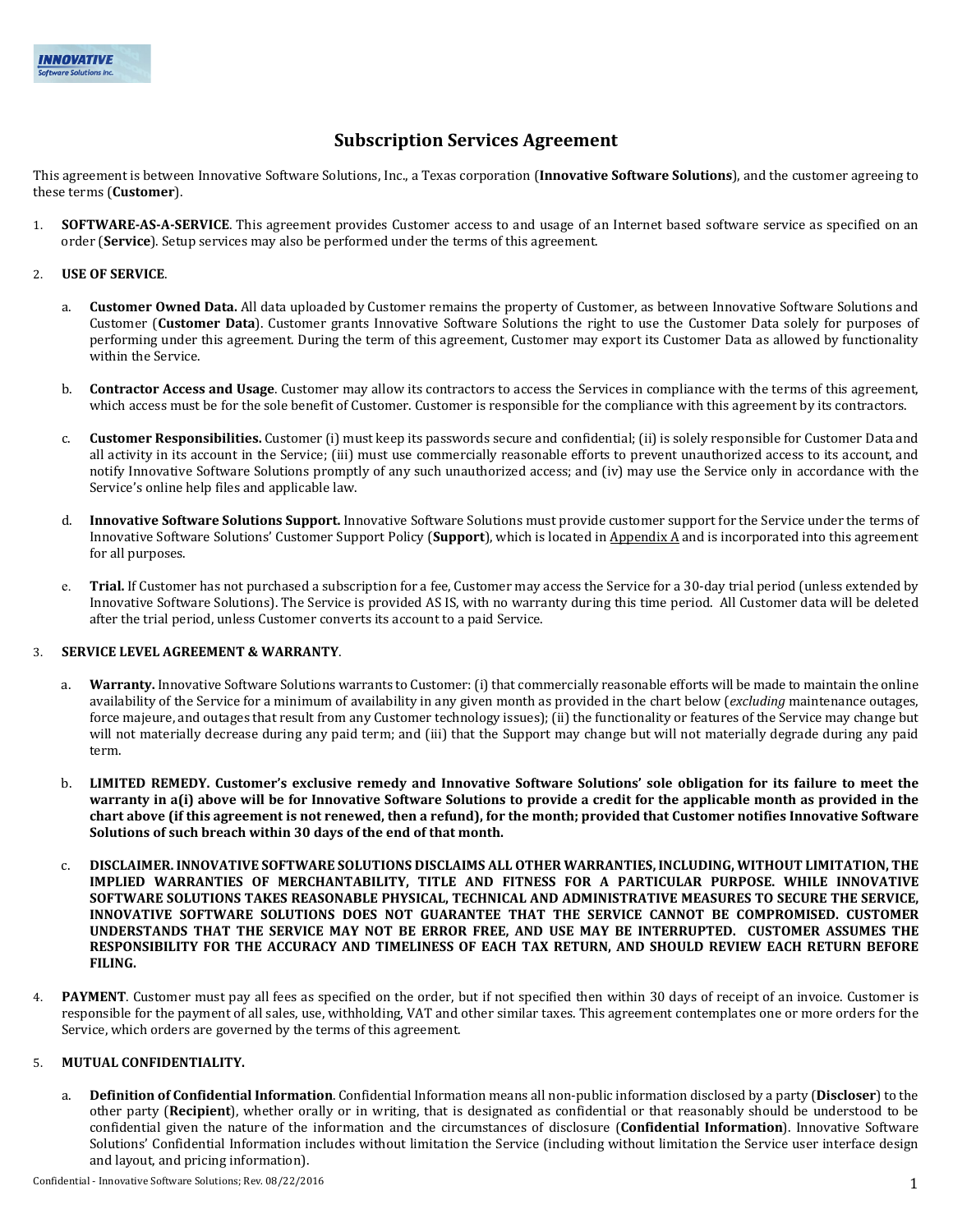# Subscription Services Agreement

This agreement is between Innovative Software Solutions, Inc., a Texas corporation (**Innovative Software Solutions**), and the customer agreeing to these terms (**Customer**).

1. **SOFTWARE-AS-A-SERVICE**. This agreement provides Customer access to and usage of an Internet based software service as specified on an order (**Service**). Setup services may also be performed under the terms of this agreement.

2. **USE OF SERVICE**.

   a. **Customer Owned Data.** All data uploaded by Customer remains the property of Customer, as between Innovative Software Solutions and Customer (**Customer Data**). Customer grants Innovative Software Solutions the right to use the Customer Data solely for purposes of performing under this agreement. During the term of this agreement, Customer may export its Customer Data as allowed by functionality within the Service.

   b. **Contractor Access and Usage**. Customer may allow its contractors to access the Services in compliance with the terms of this agreement, which access must be for the sole benefit of Customer. Customer is responsible for the compliance with this agreement by its contractors.

   c. **Customer Responsibilities.** Customer (i) must keep its passwords secure and confidential; (ii) is solely responsible for Customer Data and all activity in its account in the Service; (iii) must use commercially reasonable efforts to prevent unauthorized access to its account, and notify Innovative Software Solutions promptly of any such unauthorized access; and (iv) may use the Service only in accordance with the Service's online help files and applicable law.

   d. **Innovative Software Solutions Support.** Innovative Software Solutions must provide customer support for the Service under the terms of Innovative Software Solutions' Customer Support Policy (**Support**), which is located in Appendix A and is incorporated into this agreement for all purposes.

   e. **Trial.** If Customer has not purchased a subscription for a fee, Customer may access the Service for a 30-day trial period (unless extended by Innovative Software Solutions). The Service is provided AS IS, with no warranty during this time period. All Customer data will be deleted after the trial period, unless Customer converts its account to a paid Service.

3. **SERVICE LEVEL AGREEMENT & WARRANTY**.

   a. **Warranty.** Innovative Software Solutions warrants to Customer: (i) that commercially reasonable efforts will be made to maintain the online availability of the Service for a minimum of availability in any given month as provided in the chart below (*excluding* maintenance outages, force majeure, and outages that result from any Customer technology issues); (ii) the functionality or features of the Service may change but will not materially decrease during any paid term; and (iii) that the Support may change but will not materially degrade during any paid term.

   b. **LIMITED REMEDY. Customer's exclusive remedy and Innovative Software Solutions' sole obligation for its failure to meet the warranty in a(i) above will be for Innovative Software Solutions to provide a credit for the applicable month as provided in the chart above (if this agreement is not renewed, then a refund), for the month; provided that Customer notifies Innovative Software Solutions of such breach within 30 days of the end of that month.**

   c. **DISCLAIMER. INNOVATIVE SOFTWARE SOLUTIONS DISCLAIMS ALL OTHER WARRANTIES, INCLUDING, WITHOUT LIMITATION, THE IMPLIED WARRANTIES OF MERCHANTABILITY, TITLE AND FITNESS FOR A PARTICULAR PURPOSE. WHILE INNOVATIVE SOFTWARE SOLUTIONS TAKES REASONABLE PHYSICAL, TECHNICAL AND ADMINISTRATIVE MEASURES TO SECURE THE SERVICE, INNOVATIVE SOFTWARE SOLUTIONS DOES NOT GUARANTEE THAT THE SERVICE CANNOT BE COMPROMISED. CUSTOMER UNDERSTANDS THAT THE SERVICE MAY NOT BE ERROR FREE, AND USE MAY BE INTERRUPTED. CUSTOMER ASSUMES THE RESPONSIBILITY FOR THE ACCURACY AND TIMELINESS OF EACH TAX RETURN, AND SHOULD REVIEW EACH RETURN BEFORE FILING.**

4. **PAYMENT**. Customer must pay all fees as specified on the order, but if not specified then within 30 days of receipt of an invoice. Customer is responsible for the payment of all sales, use, withholding, VAT and other similar taxes. This agreement contemplates one or more orders for the Service, which orders are governed by the terms of this agreement.

5. **MUTUAL CONFIDENTIALITY.**

   a. **Definition of Confidential Information**. Confidential Information means all non-public information disclosed by a party (**Discloser**) to the other party (**Recipient**), whether orally or in writing, that is designated as confidential or that reasonably should be understood to be confidential given the nature of the information and the circumstances of disclosure (**Confidential Information**). Innovative Software Solutions' Confidential Information includes without limitation the Service (including without limitation the Service user interface design and layout, and pricing information).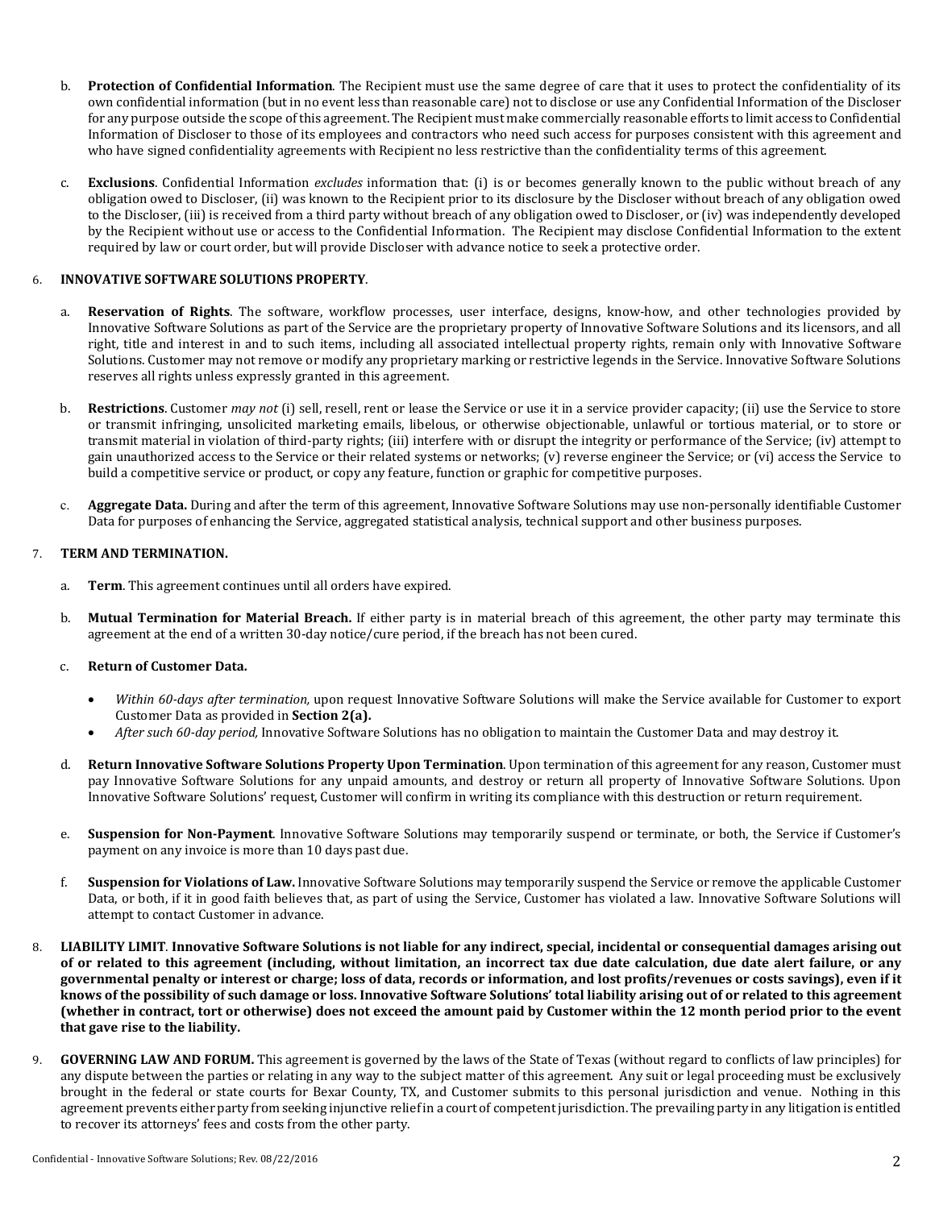b. **Protection of Confidential Information**. The Recipient must use the same degree of care that it uses to protect the confidentiality of its own confidential information (but in no event less than reasonable care) not to disclose or use any Confidential Information of the Discloser for any purpose outside the scope of this agreement. The Recipient must make commercially reasonable efforts to limit access to Confidential Information of Discloser to those of its employees and contractors who need such access for purposes consistent with this agreement and who have signed confidentiality agreements with Recipient no less restrictive than the confidentiality terms of this agreement.

c. **Exclusions**. Confidential Information *excludes* information that: (i) is or becomes generally known to the public without breach of any obligation owed to Discloser, (ii) was known to the Recipient prior to its disclosure by the Discloser without breach of any obligation owed to the Discloser, (iii) is received from a third party without breach of any obligation owed to Discloser, or (iv) was independently developed by the Recipient without use or access to the Confidential Information. The Recipient may disclose Confidential Information to the extent required by law or court order, but will provide Discloser with advance notice to seek a protective order.

6. **INNOVATIVE SOFTWARE SOLUTIONS PROPERTY**.

a. **Reservation of Rights**. The software, workflow processes, user interface, designs, know-how, and other technologies provided by Innovative Software Solutions as part of the Service are the proprietary property of Innovative Software Solutions and its licensors, and all right, title and interest in and to such items, including all associated intellectual property rights, remain only with Innovative Software Solutions. Customer may not remove or modify any proprietary marking or restrictive legends in the Service. Innovative Software Solutions reserves all rights unless expressly granted in this agreement.

b. **Restrictions**. Customer *may not* (i) sell, resell, rent or lease the Service or use it in a service provider capacity; (ii) use the Service to store or transmit infringing, unsolicited marketing emails, libelous, or otherwise objectionable, unlawful or tortious material, or to store or transmit material in violation of third-party rights; (iii) interfere with or disrupt the integrity or performance of the Service; (iv) attempt to gain unauthorized access to the Service or their related systems or networks; (v) reverse engineer the Service; or (vi) access the Service to build a competitive service or product, or copy any feature, function or graphic for competitive purposes.

c. **Aggregate Data.** During and after the term of this agreement, Innovative Software Solutions may use non-personally identifiable Customer Data for purposes of enhancing the Service, aggregated statistical analysis, technical support and other business purposes.

7. **TERM AND TERMINATION.**

a. **Term**. This agreement continues until all orders have expired.

b. **Mutual Termination for Material Breach.** If either party is in material breach of this agreement, the other party may terminate this agreement at the end of a written 30-day notice/cure period, if the breach has not been cured.

c. **Return of Customer Data.**

- *Within 60-days after termination,* upon request Innovative Software Solutions will make the Service available for Customer to export Customer Data as provided in **Section 2(a).**
- *After such 60-day period,* Innovative Software Solutions has no obligation to maintain the Customer Data and may destroy it.

d. **Return Innovative Software Solutions Property Upon Termination**. Upon termination of this agreement for any reason, Customer must pay Innovative Software Solutions for any unpaid amounts, and destroy or return all property of Innovative Software Solutions. Upon Innovative Software Solutions' request, Customer will confirm in writing its compliance with this destruction or return requirement.

e. **Suspension for Non-Payment**. Innovative Software Solutions may temporarily suspend or terminate, or both, the Service if Customer's payment on any invoice is more than 10 days past due.

f. **Suspension for Violations of Law.** Innovative Software Solutions may temporarily suspend the Service or remove the applicable Customer Data, or both, if it in good faith believes that, as part of using the Service, Customer has violated a law. Innovative Software Solutions will attempt to contact Customer in advance.

8. **LIABILITY LIMIT**. **Innovative Software Solutions is not liable for any indirect, special, incidental or consequential damages arising out of or related to this agreement (including, without limitation, an incorrect tax due date calculation, due date alert failure, or any governmental penalty or interest or charge; loss of data, records or information, and lost profits/revenues or costs savings), even if it knows of the possibility of such damage or loss. Innovative Software Solutions' total liability arising out of or related to this agreement (whether in contract, tort or otherwise) does not exceed the amount paid by Customer within the 12 month period prior to the event that gave rise to the liability.**

9. **GOVERNING LAW AND FORUM.** This agreement is governed by the laws of the State of Texas (without regard to conflicts of law principles) for any dispute between the parties or relating in any way to the subject matter of this agreement. Any suit or legal proceeding must be exclusively brought in the federal or state courts for Bexar County, TX, and Customer submits to this personal jurisdiction and venue. Nothing in this agreement prevents either party from seeking injunctive relief in a court of competent jurisdiction. The prevailing party in any litigation is entitled to recover its attorneys' fees and costs from the other party.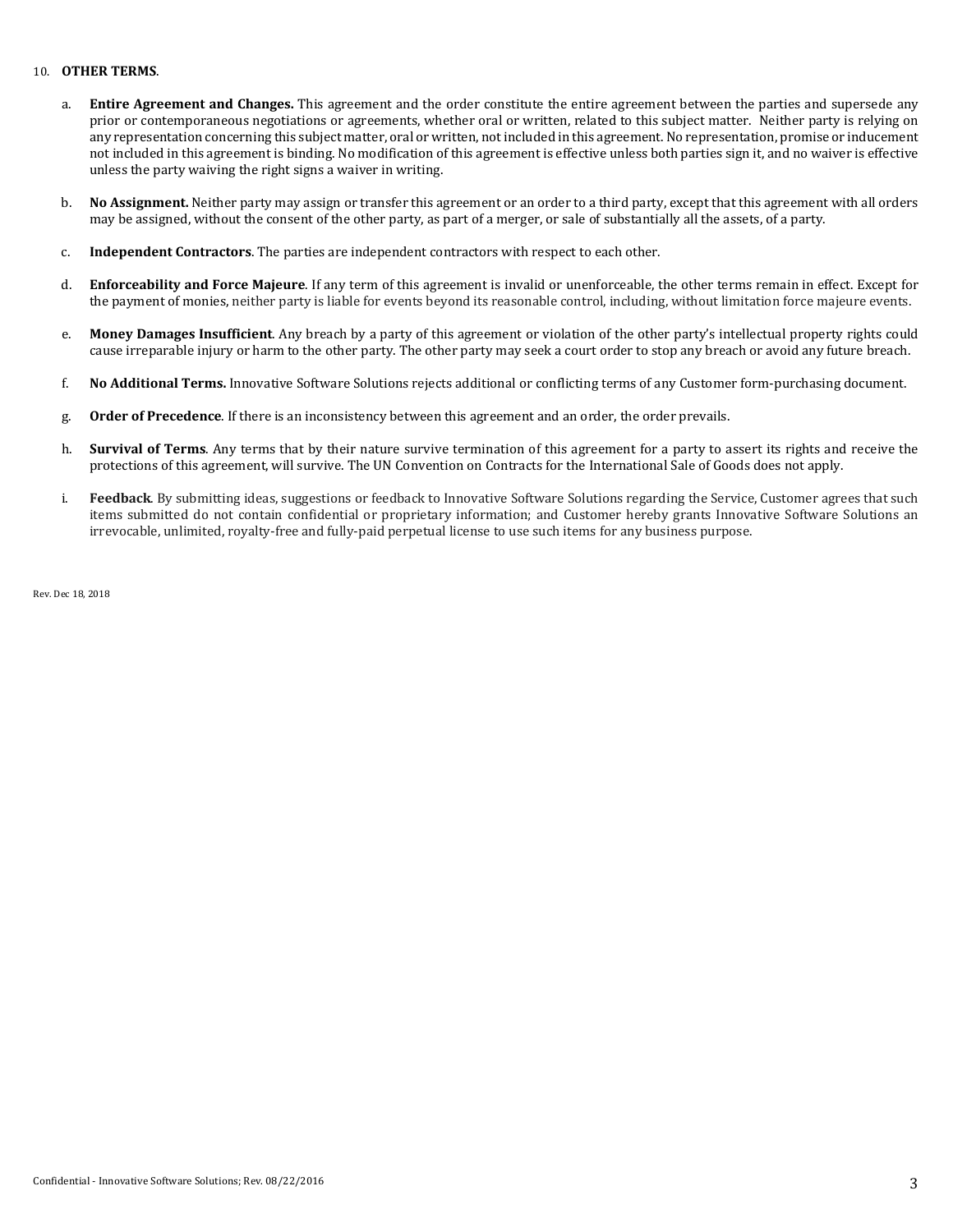10. **OTHER TERMS**.

   a. **Entire Agreement and Changes.** This agreement and the order constitute the entire agreement between the parties and supersede any prior or contemporaneous negotiations or agreements, whether oral or written, related to this subject matter. Neither party is relying on any representation concerning this subject matter, oral or written, not included in this agreement. No representation, promise or inducement not included in this agreement is binding. No modification of this agreement is effective unless both parties sign it, and no waiver is effective unless the party waiving the right signs a waiver in writing.

   b. **No Assignment.** Neither party may assign or transfer this agreement or an order to a third party, except that this agreement with all orders may be assigned, without the consent of the other party, as part of a merger, or sale of substantially all the assets, of a party.

   c. **Independent Contractors**. The parties are independent contractors with respect to each other.

   d. **Enforceability and Force Majeure**. If any term of this agreement is invalid or unenforceable, the other terms remain in effect. Except for the payment of monies, neither party is liable for events beyond its reasonable control, including, without limitation force majeure events.

   e. **Money Damages Insufficient**. Any breach by a party of this agreement or violation of the other party's intellectual property rights could cause irreparable injury or harm to the other party. The other party may seek a court order to stop any breach or avoid any future breach.

   f. **No Additional Terms.** Innovative Software Solutions rejects additional or conflicting terms of any Customer form-purchasing document.

   g. **Order of Precedence**. If there is an inconsistency between this agreement and an order, the order prevails.

   h. **Survival of Terms**. Any terms that by their nature survive termination of this agreement for a party to assert its rights and receive the protections of this agreement, will survive. The UN Convention on Contracts for the International Sale of Goods does not apply.

   i. **Feedback**. By submitting ideas, suggestions or feedback to Innovative Software Solutions regarding the Service, Customer agrees that such items submitted do not contain confidential or proprietary information; and Customer hereby grants Innovative Software Solutions an irrevocable, unlimited, royalty-free and fully-paid perpetual license to use such items for any business purpose.

Rev. Dec 18, 2018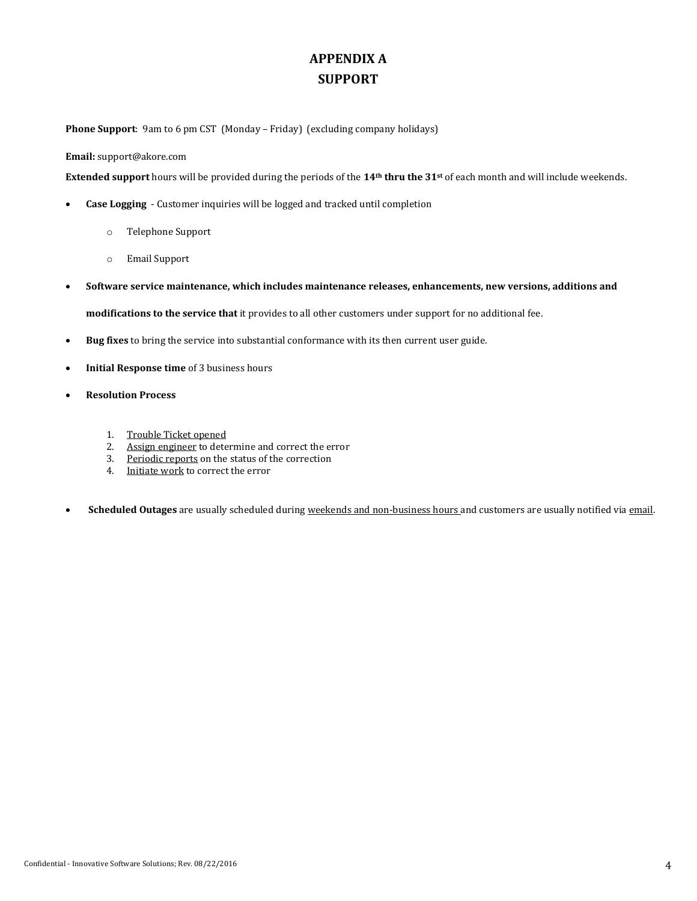# APPENDIX A
# SUPPORT

**Phone Support**: 9am to 6 pm CST (Monday – Friday) (excluding company holidays)

**Email:** support@akore.com

**Extended support** hours will be provided during the periods of the **14th thru the 31st** of each month and will include weekends.

- **Case Logging** - Customer inquiries will be logged and tracked until completion
    - Telephone Support
    - Email Support
- **Software service maintenance, which includes maintenance releases, enhancements, new versions, additions and modifications to the service that** it provides to all other customers under support for no additional fee.
- **Bug fixes** to bring the service into substantial conformance with its then current user guide.
- **Initial Response time** of 3 business hours
- **Resolution Process**

    1. <u>Trouble Ticket opened</u>
    2. <u>Assign engineer</u> to determine and correct the error
    3. <u>Periodic reports</u> on the status of the correction
    4. <u>Initiate work</u> to correct the error

- **Scheduled Outages** are usually scheduled during <u>weekends and non-business hours</u> and customers are usually notified via <u>email</u>.

Confidential - Innovative Software Solutions; Rev. 08/22/2016